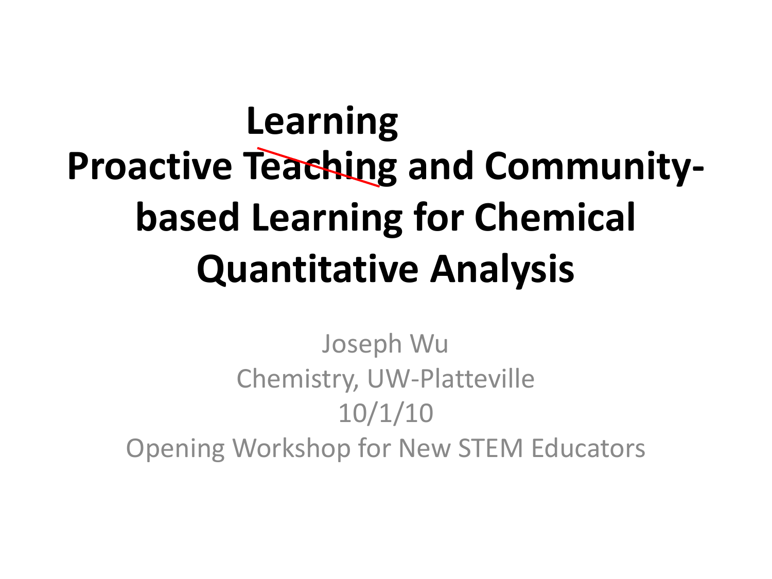# Proactive ~~Teaching~~ Learning and Community-based Learning for Chemical Quantitative Analysis

Joseph Wu

Chemistry, UW-Platteville

10/1/10

Opening Workshop for New STEM Educators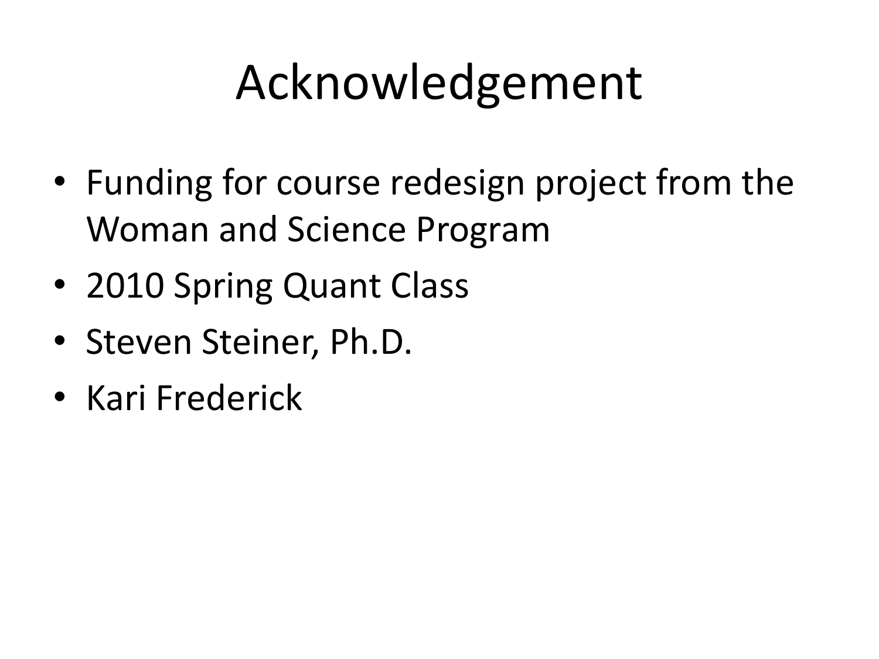# Acknowledgement

- Funding for course redesign project from the Woman and Science Program
- 2010 Spring Quant Class
- Steven Steiner, Ph.D.
- Kari Frederick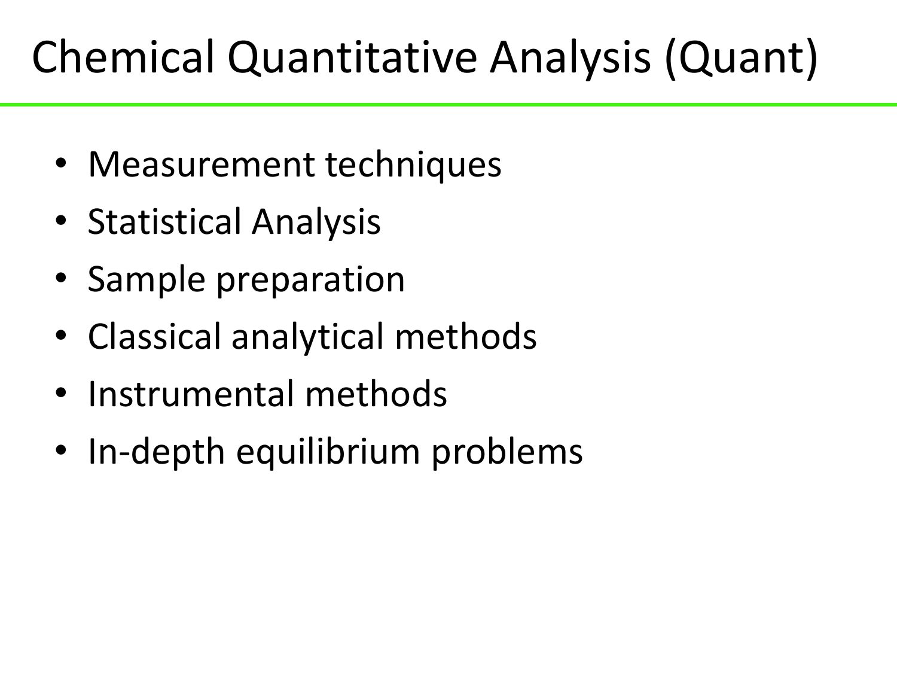# Chemical Quantitative Analysis (Quant)

- Measurement techniques
- Statistical Analysis
- Sample preparation
- Classical analytical methods
- Instrumental methods
- In-depth equilibrium problems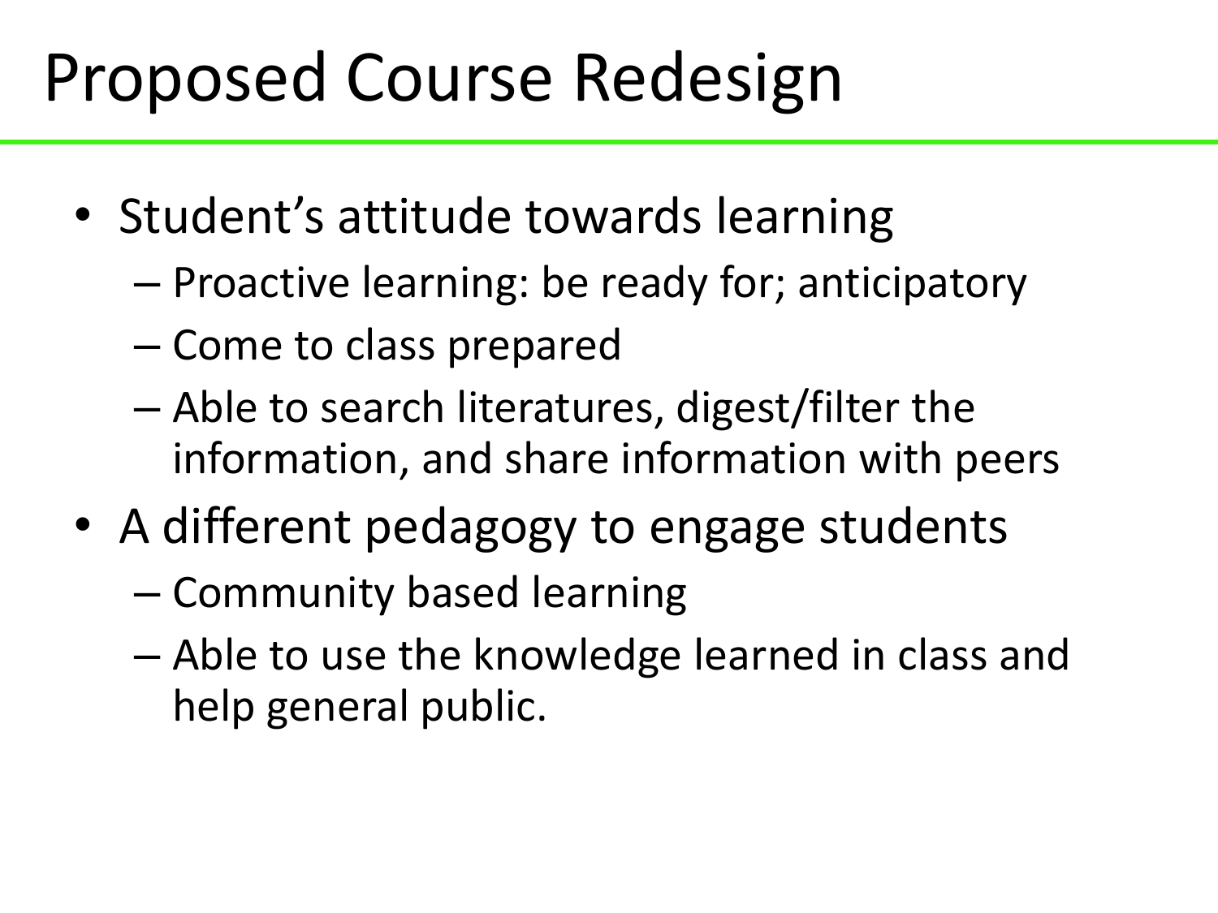# Proposed Course Redesign

- Student’s attitude towards learning
  - Proactive learning: be ready for; anticipatory
  - Come to class prepared
  - Able to search literatures, digest/filter the information, and share information with peers
- A different pedagogy to engage students
  - Community based learning
  - Able to use the knowledge learned in class and help general public.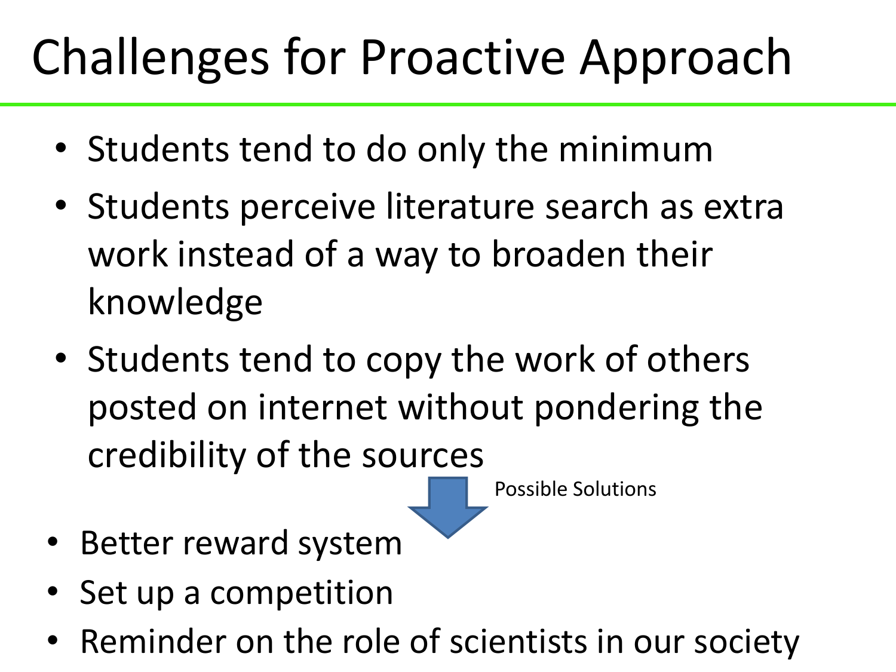# Challenges for Proactive Approach

- Students tend to do only the minimum
- Students perceive literature search as extra work instead of a way to broaden their knowledge
- Students tend to copy the work of others posted on internet without pondering the credibility of the sources

Possible Solutions

- Better reward system
- Set up a competition
- Reminder on the role of scientists in our society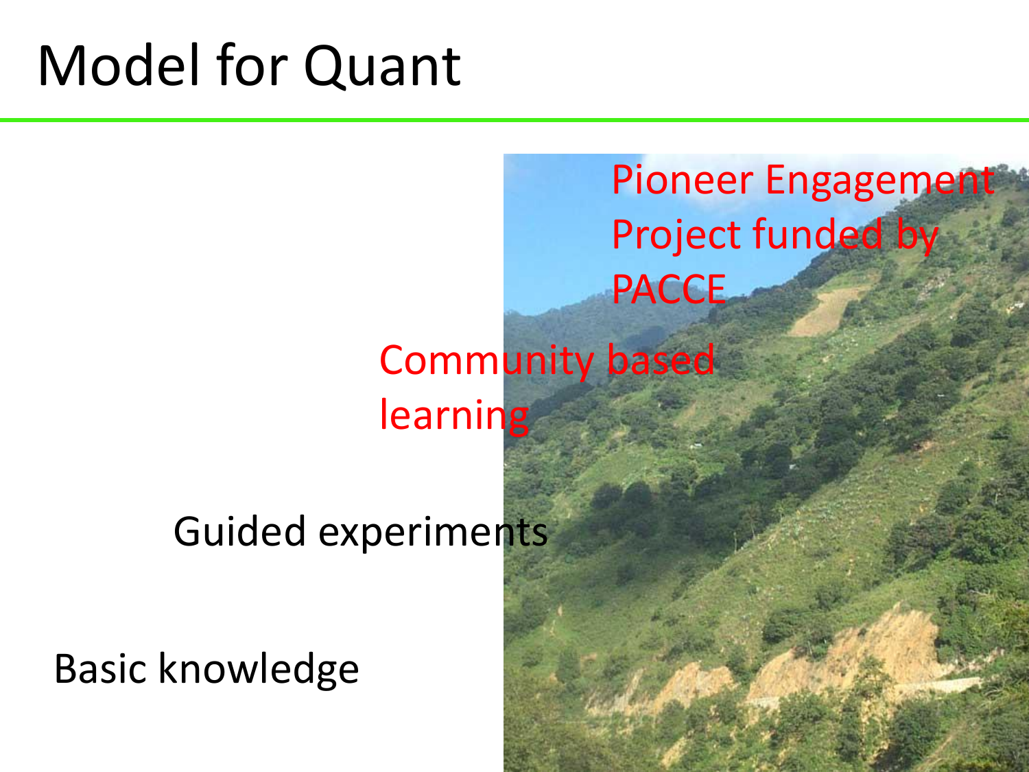# Model for Quant

Pioneer Engagement Project funded by PACCE

Community based learning

Guided experiments

Basic knowledge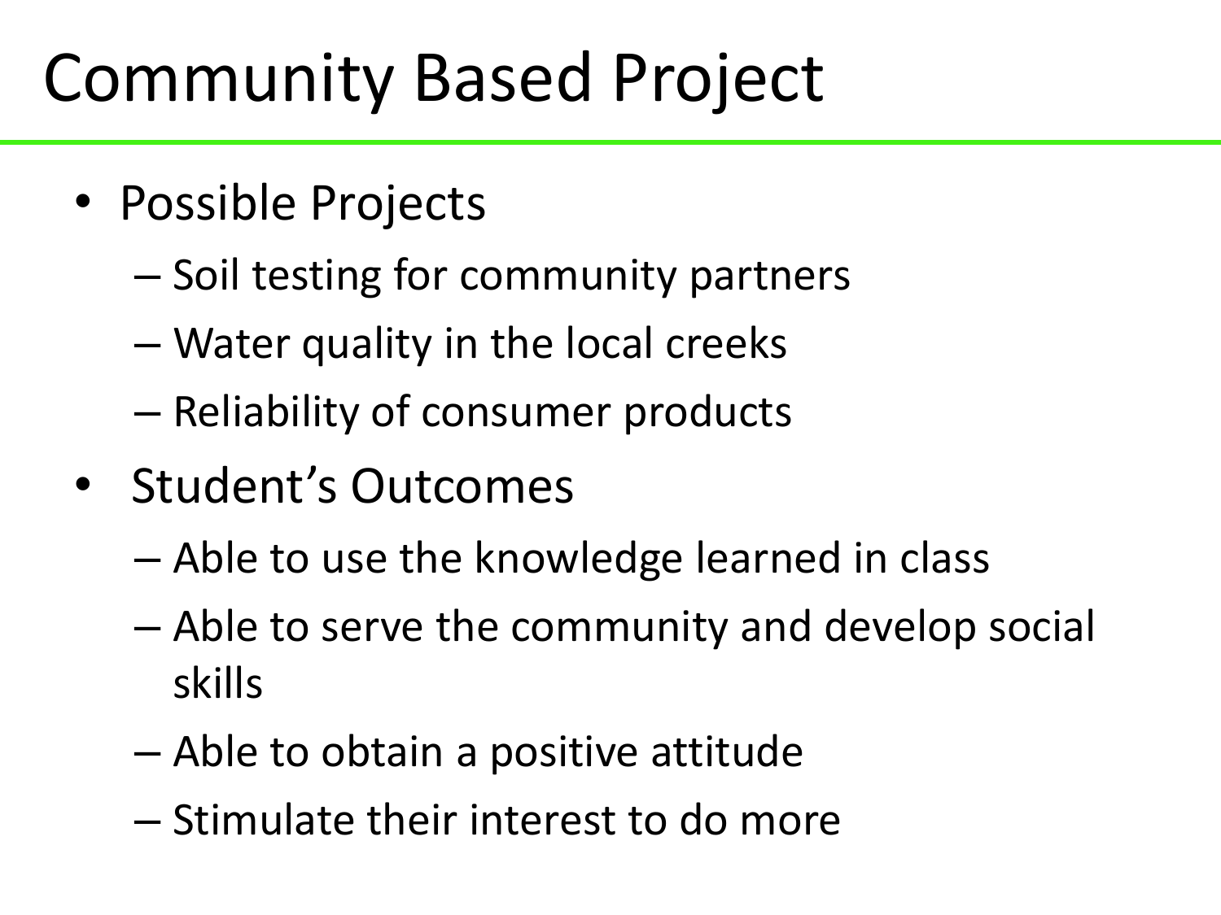# Community Based Project

- Possible Projects
  - Soil testing for community partners
  - Water quality in the local creeks
  - Reliability of consumer products
- Student's Outcomes
  - Able to use the knowledge learned in class
  - Able to serve the community and develop social skills
  - Able to obtain a positive attitude
  - Stimulate their interest to do more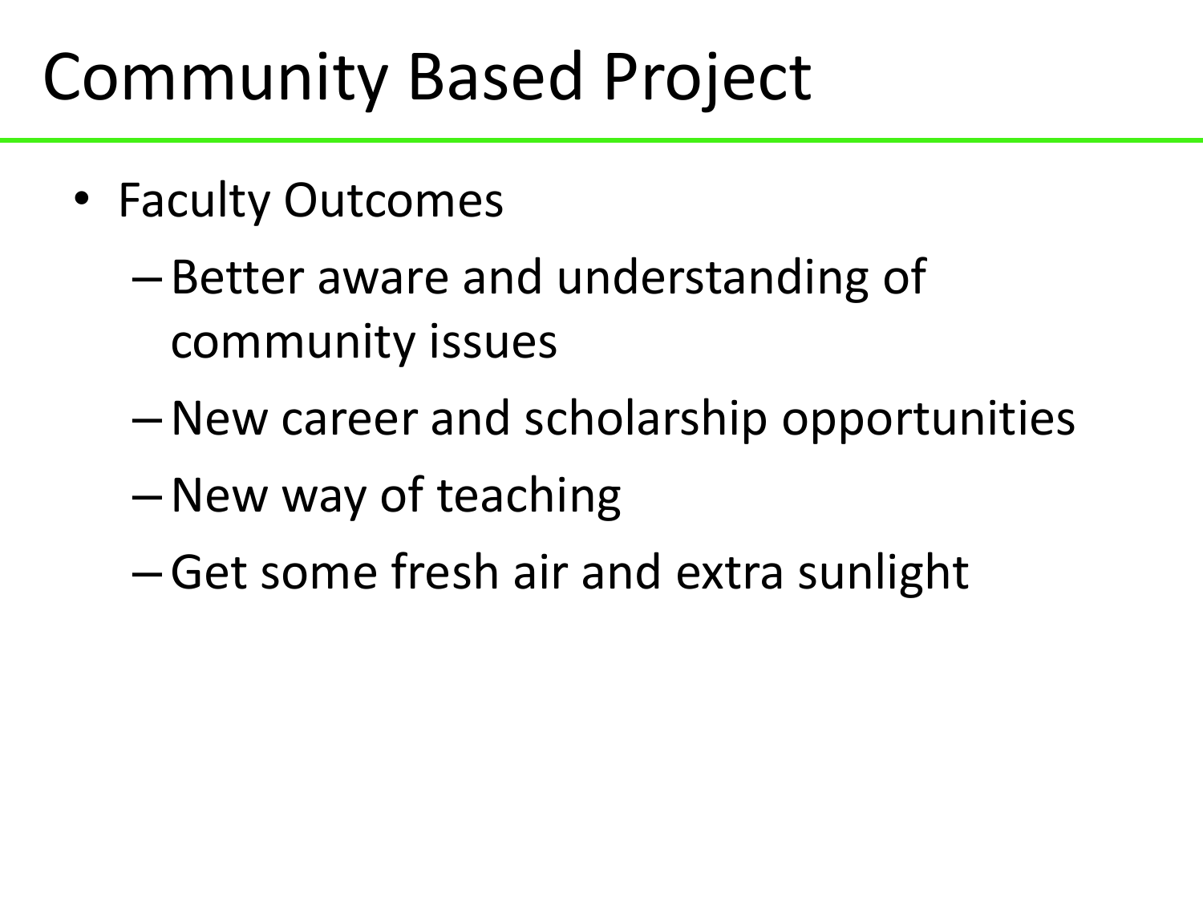# Community Based Project

- Faculty Outcomes
  - Better aware and understanding of community issues
  - New career and scholarship opportunities
  - New way of teaching
  - Get some fresh air and extra sunlight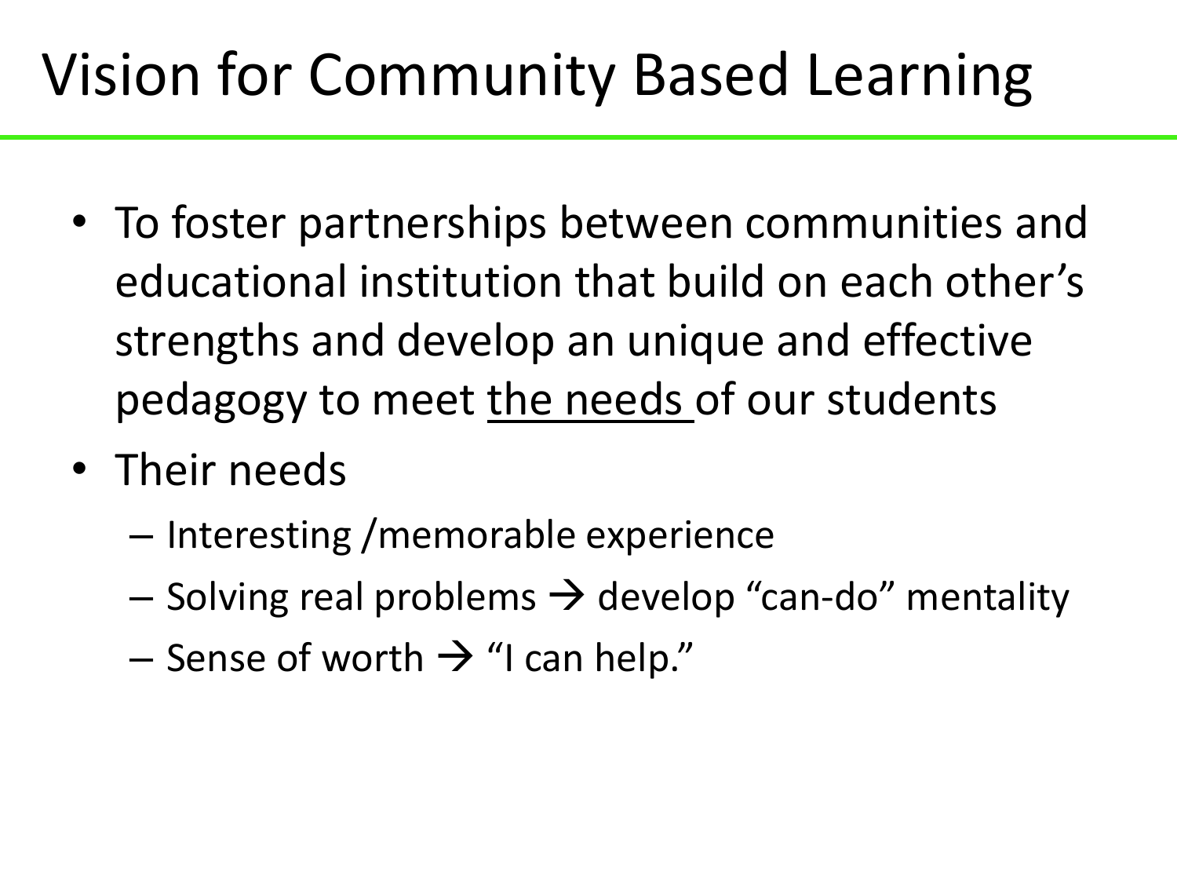# Vision for Community Based Learning

- To foster partnerships between communities and educational institution that build on each other's strengths and develop an unique and effective pedagogy to meet <u>the needs </u>of our students
- Their needs
  - Interesting /memorable experience
  - Solving real problems → develop "can-do" mentality
  - Sense of worth → "I can help."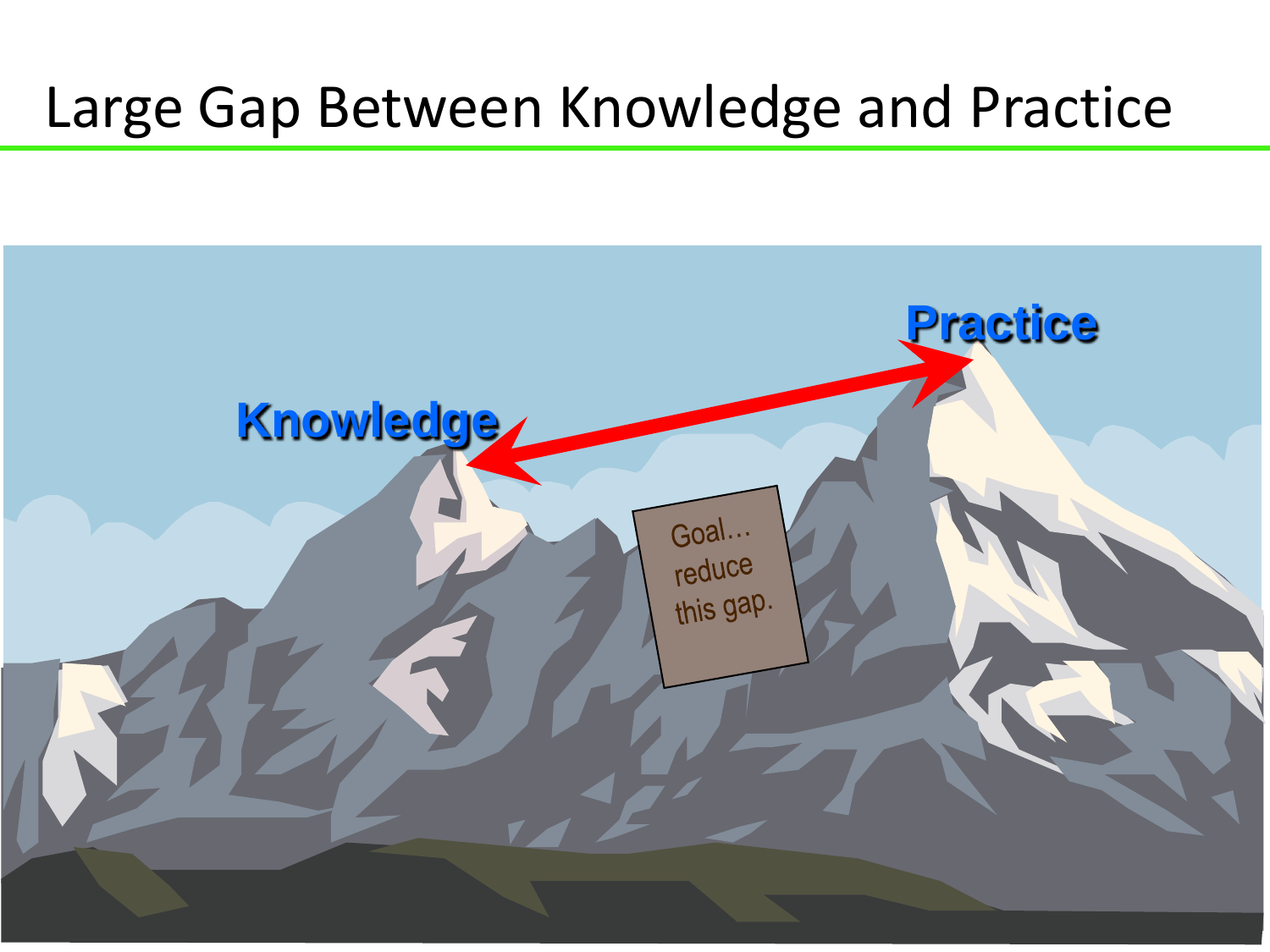# Large Gap Between Knowledge and Practice

Knowledge

Practice

Goal… reduce this gap.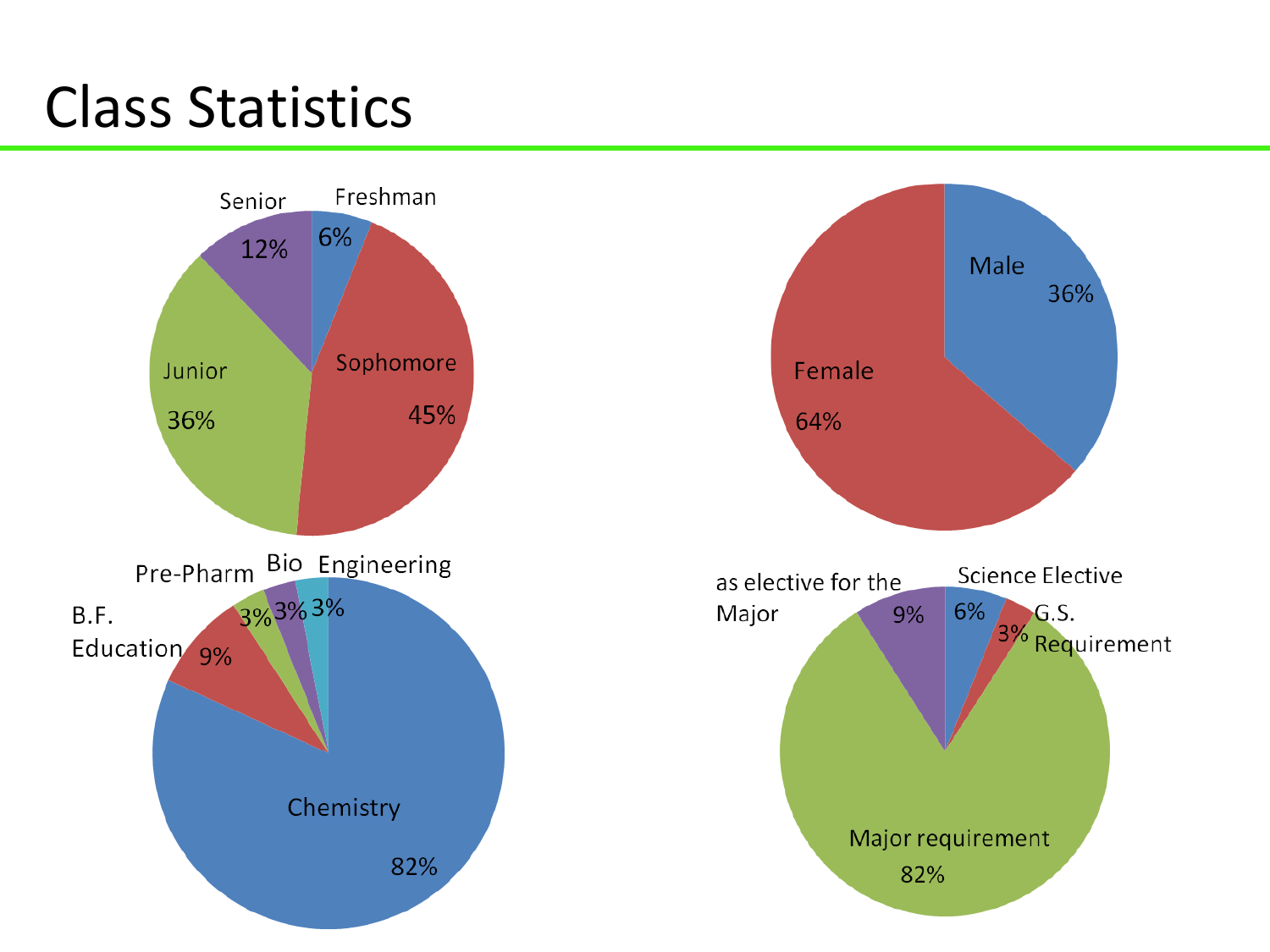# Class Statistics

Senior 12%
Freshman 6%
Sophomore 45%
Junior 36%

Male 36%
Female 64%

Pre-Pharm 3%
Bio 3%
Engineering 3%
B.F. Education 9%
Chemistry 82%

as elective for the Major 9%
Science Elective 6%
G.S. Requirement 3%
Major requirement 82%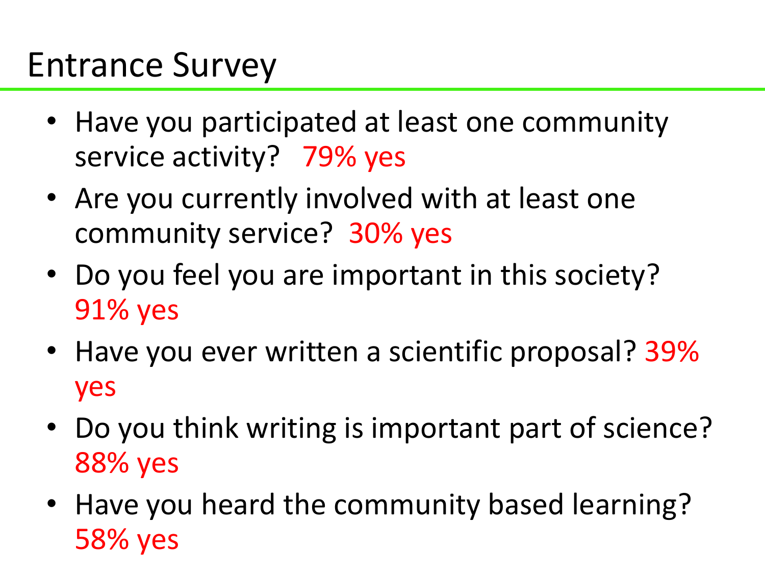# Entrance Survey

- Have you participated at least one community service activity? 79% yes
- Are you currently involved with at least one community service? 30% yes
- Do you feel you are important in this society? 91% yes
- Have you ever written a scientific proposal? 39% yes
- Do you think writing is important part of science? 88% yes
- Have you heard the community based learning? 58% yes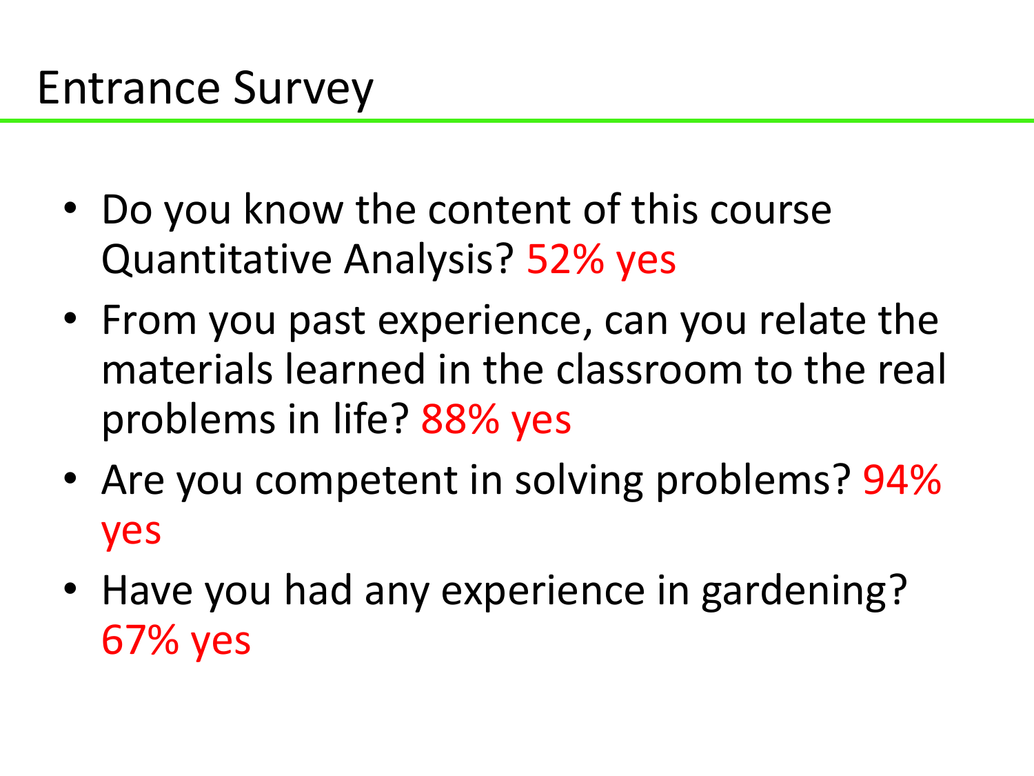# Entrance Survey

- Do you know the content of this course Quantitative Analysis? 52% yes
- From you past experience, can you relate the materials learned in the classroom to the real problems in life? 88% yes
- Are you competent in solving problems? 94% yes
- Have you had any experience in gardening? 67% yes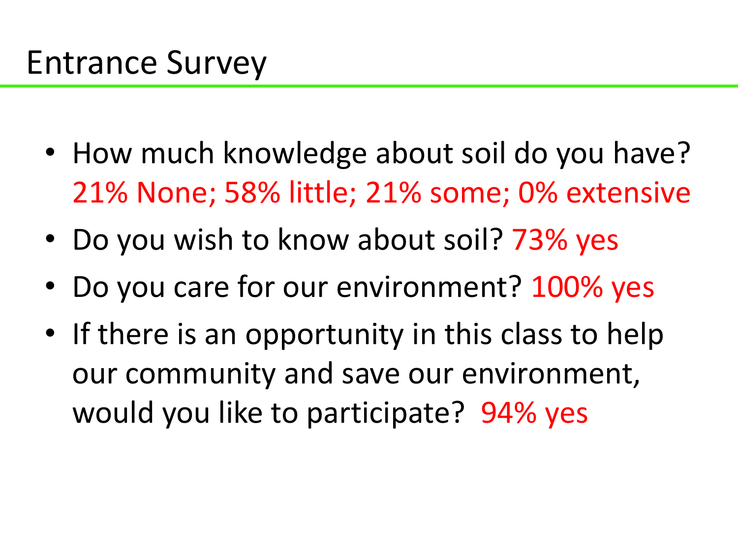# Entrance Survey

- How much knowledge about soil do you have? 21% None; 58% little; 21% some; 0% extensive
- Do you wish to know about soil? 73% yes
- Do you care for our environment? 100% yes
- If there is an opportunity in this class to help our community and save our environment, would you like to participate? 94% yes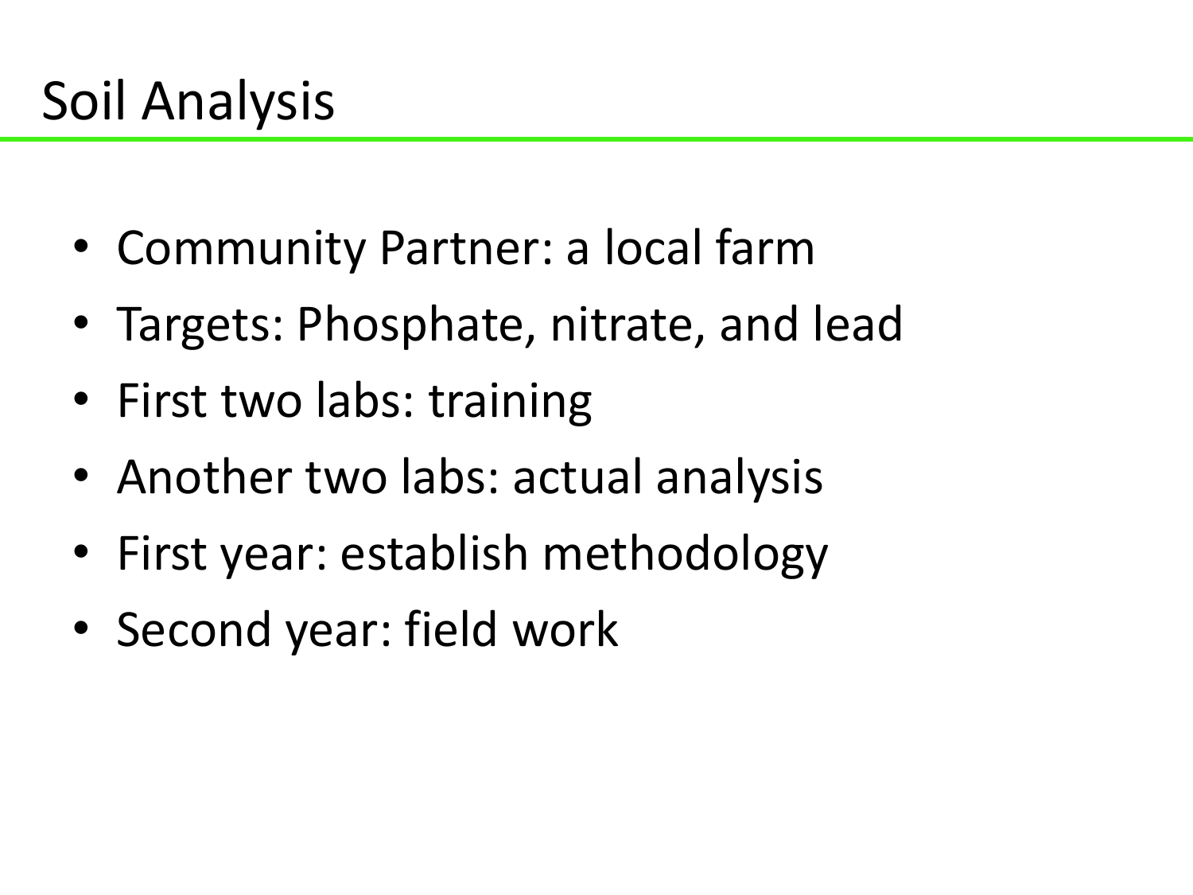# Soil Analysis

- Community Partner: a local farm
- Targets: Phosphate, nitrate, and lead
- First two labs: training
- Another two labs: actual analysis
- First year: establish methodology
- Second year: field work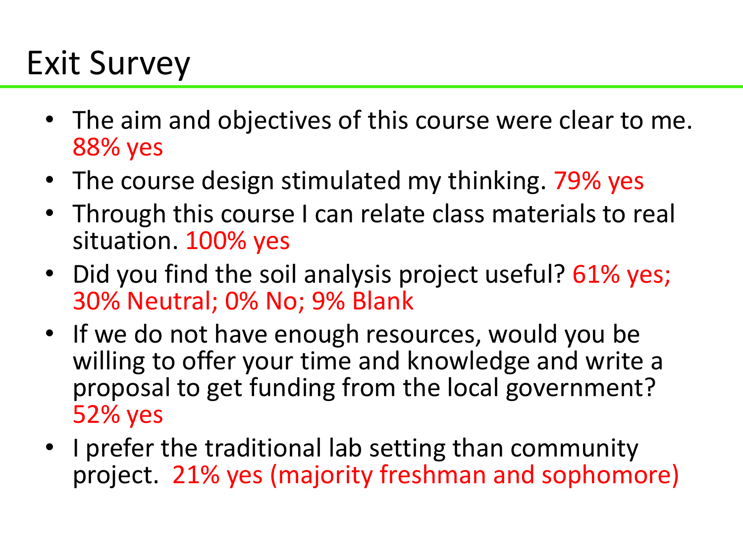# Exit Survey

- The aim and objectives of this course were clear to me. 88% yes
- The course design stimulated my thinking. 79% yes
- Through this course I can relate class materials to real situation. 100% yes
- Did you find the soil analysis project useful? 61% yes; 30% Neutral; 0% No; 9% Blank
- If we do not have enough resources, would you be willing to offer your time and knowledge and write a proposal to get funding from the local government? 52% yes
- I prefer the traditional lab setting than community project. 21% yes (majority freshman and sophomore)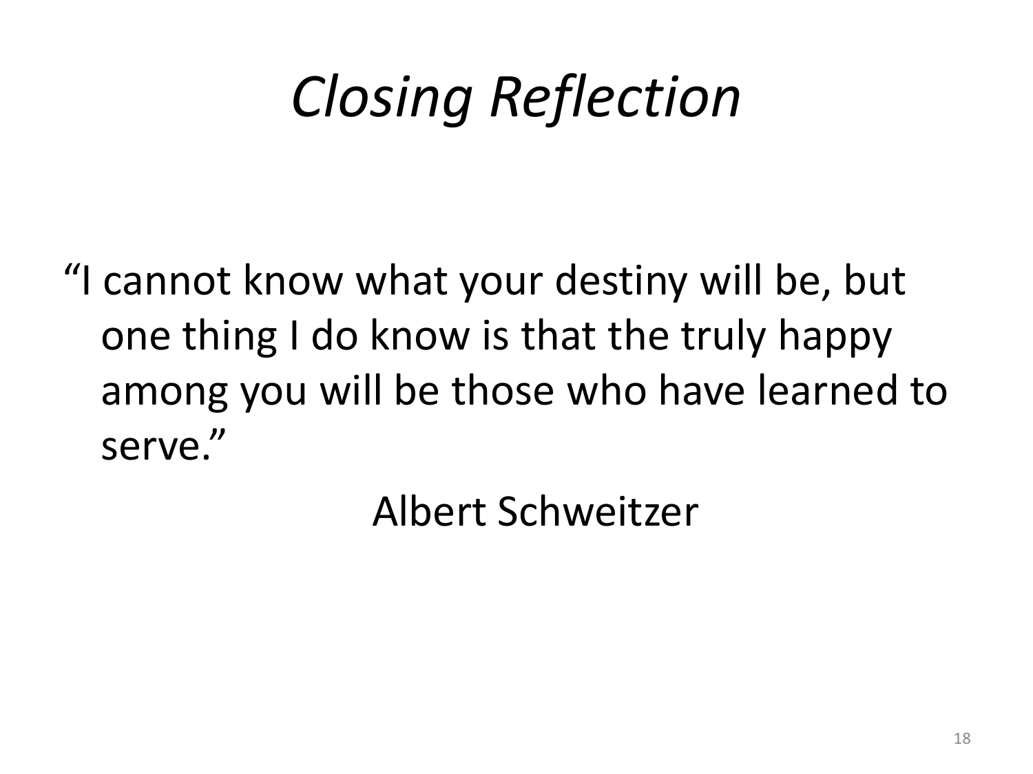# *Closing Reflection*

"I cannot know what your destiny will be, but one thing I do know is that the truly happy among you will be those who have learned to serve."

Albert Schweitzer